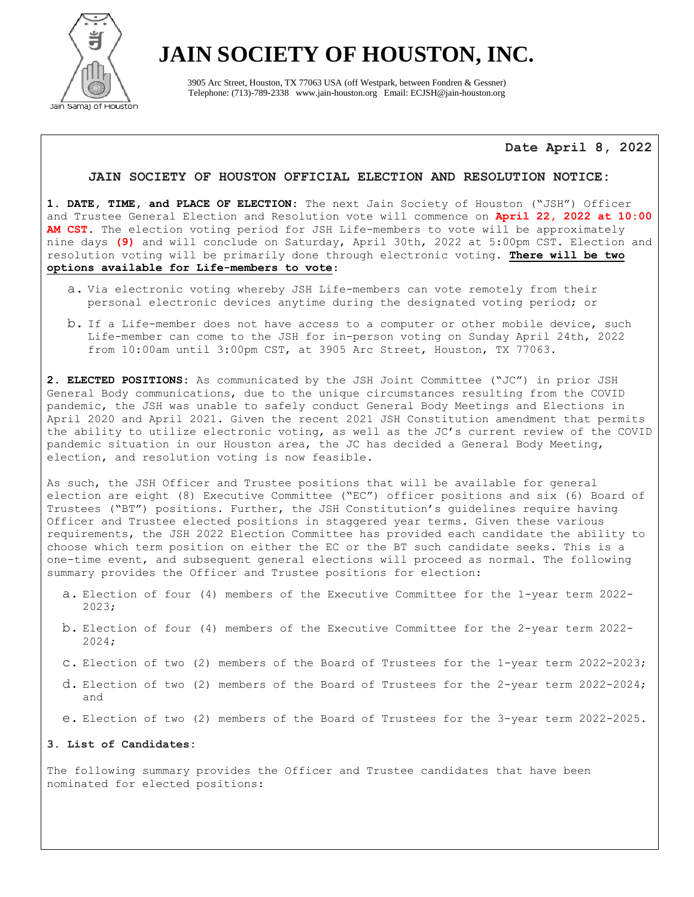# JAIN SOCIETY OF HOUSTON, INC.

3905 Arc Street, Houston, TX 77063 USA (off Westpark, between Fondren & Gessner)
Telephone: (713)-789-2338 www.jain-houston.org Email: ECJSH@jain-houston.org

Jain Samaj of Houston

**Date April 8, 2022**

## JAIN SOCIETY OF HOUSTON OFFICIAL ELECTION AND RESOLUTION NOTICE:

**1. DATE, TIME, and PLACE OF ELECTION:** The next Jain Society of Houston ("JSH") Officer and Trustee General Election and Resolution vote will commence on **April 22, 2022 at 10:00 AM CST**. The election voting period for JSH Life-members to vote will be approximately nine days **(9)** and will conclude on Saturday, April 30th, 2022 at 5:00pm CST. Election and resolution voting will be primarily done through electronic voting. **There will be two options available for Life-members to vote:**

a. Via electronic voting whereby JSH Life-members can vote remotely from their personal electronic devices anytime during the designated voting period; or

b. If a Life-member does not have access to a computer or other mobile device, such Life-member can come to the JSH for in-person voting on Sunday April 24th, 2022 from 10:00am until 3:00pm CST, at 3905 Arc Street, Houston, TX 77063.

**2. ELECTED POSITIONS:** As communicated by the JSH Joint Committee ("JC") in prior JSH General Body communications, due to the unique circumstances resulting from the COVID pandemic, the JSH was unable to safely conduct General Body Meetings and Elections in April 2020 and April 2021. Given the recent 2021 JSH Constitution amendment that permits the ability to utilize electronic voting, as well as the JC's current review of the COVID pandemic situation in our Houston area, the JC has decided a General Body Meeting, election, and resolution voting is now feasible.

As such, the JSH Officer and Trustee positions that will be available for general election are eight (8) Executive Committee ("EC") officer positions and six (6) Board of Trustees ("BT") positions. Further, the JSH Constitution's guidelines require having Officer and Trustee elected positions in staggered year terms. Given these various requirements, the JSH 2022 Election Committee has provided each candidate the ability to choose which term position on either the EC or the BT such candidate seeks. This is a one-time event, and subsequent general elections will proceed as normal. The following summary provides the Officer and Trustee positions for election:

a. Election of four (4) members of the Executive Committee for the 1-year term 2022-2023;

b. Election of four (4) members of the Executive Committee for the 2-year term 2022-2024;

c. Election of two (2) members of the Board of Trustees for the 1-year term 2022-2023;

d. Election of two (2) members of the Board of Trustees for the 2-year term 2022-2024; and

e. Election of two (2) members of the Board of Trustees for the 3-year term 2022-2025.

**3. List of Candidates:**

The following summary provides the Officer and Trustee candidates that have been nominated for elected positions: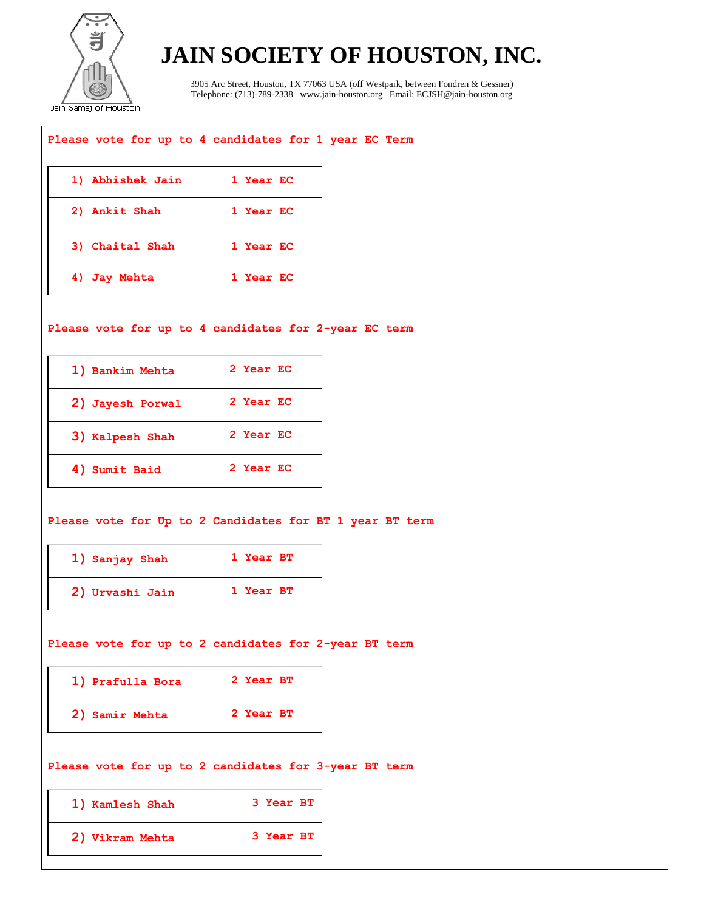# JAIN SOCIETY OF HOUSTON, INC.

3905 Arc Street, Houston, TX 77063 USA (off Westpark, between Fondren & Gessner)
Telephone: (713)-789-2338 www.jain-houston.org Email: ECJSH@jain-houston.org

Jain Samaj of Houston

**Please vote for up to 4 candidates for 1 year EC Term**

| | |
|---|---|
| 1) Abhishek Jain | 1 Year EC |
| 2) Ankit Shah | 1 Year EC |
| 3) Chaital Shah | 1 Year EC |
| 4) Jay Mehta | 1 Year EC |

**Please vote for up to 4 candidates for 2-year EC term**

| | |
|---|---|
| 1) Bankim Mehta | 2 Year EC |
| 2) Jayesh Porwal | 2 Year EC |
| 3) Kalpesh Shah | 2 Year EC |
| 4) Sumit Baid | 2 Year EC |

**Please vote for Up to 2 Candidates for BT 1 year BT term**

| | |
|---|---|
| 1) Sanjay Shah | 1 Year BT |
| 2) Urvashi Jain | 1 Year BT |

**Please vote for up to 2 candidates for 2-year BT term**

| | |
|---|---|
| 1) Prafulla Bora | 2 Year BT |
| 2) Samir Mehta | 2 Year BT |

**Please vote for up to 2 candidates for 3-year BT term**

| | |
|---|---|
| 1) Kamlesh Shah | 3 Year BT |
| 2) Vikram Mehta | 3 Year BT |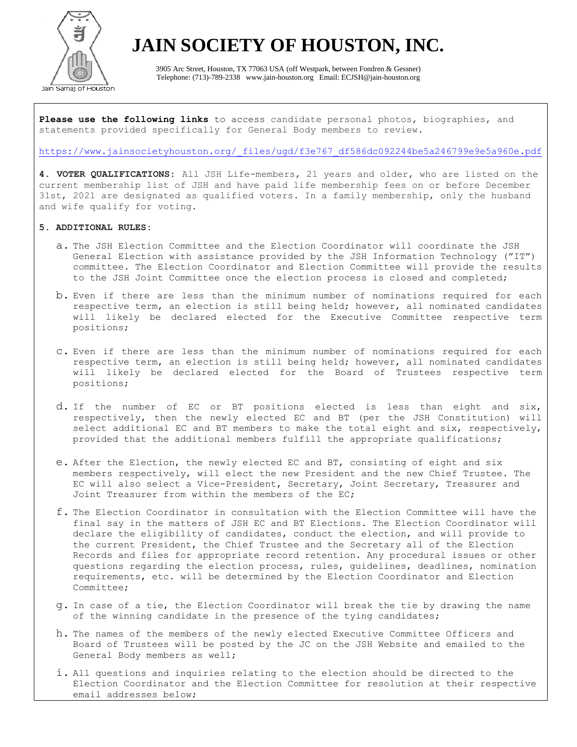# JAIN SOCIETY OF HOUSTON, INC.

3905 Arc Street, Houston, TX 77063 USA (off Westpark, between Fondren & Gessner)
Telephone: (713)-789-2338 www.jain-houston.org Email: ECJSH@jain-houston.org

**Please use the following links** to access candidate personal photos, biographies, and statements provided specifically for General Body members to review.

https://www.jainsocietyhouston.org/_files/ugd/f3e767_df586dc092244be5a246799e9e5a960e.pdf

**4. VOTER QUALIFICATIONS:** All JSH Life-members, 21 years and older, who are listed on the current membership list of JSH and have paid life membership fees on or before December 31st, 2021 are designated as qualified voters. In a family membership, only the husband and wife qualify for voting.

**5. ADDITIONAL RULES:**

a. The JSH Election Committee and the Election Coordinator will coordinate the JSH General Election with assistance provided by the JSH Information Technology ("IT") committee. The Election Coordinator and Election Committee will provide the results to the JSH Joint Committee once the election process is closed and completed;

b. Even if there are less than the minimum number of nominations required for each respective term, an election is still being held; however, all nominated candidates will likely be declared elected for the Executive Committee respective term positions;

c. Even if there are less than the minimum number of nominations required for each respective term, an election is still being held; however, all nominated candidates will likely be declared elected for the Board of Trustees respective term positions;

d. If the number of EC or BT positions elected is less than eight and six, respectively, then the newly elected EC and BT (per the JSH Constitution) will select additional EC and BT members to make the total eight and six, respectively, provided that the additional members fulfill the appropriate qualifications;

e. After the Election, the newly elected EC and BT, consisting of eight and six members respectively, will elect the new President and the new Chief Trustee. The EC will also select a Vice-President, Secretary, Joint Secretary, Treasurer and Joint Treasurer from within the members of the EC;

f. The Election Coordinator in consultation with the Election Committee will have the final say in the matters of JSH EC and BT Elections. The Election Coordinator will declare the eligibility of candidates, conduct the election, and will provide to the current President, the Chief Trustee and the Secretary all of the Election Records and files for appropriate record retention. Any procedural issues or other questions regarding the election process, rules, guidelines, deadlines, nomination requirements, etc. will be determined by the Election Coordinator and Election Committee;

g. In case of a tie, the Election Coordinator will break the tie by drawing the name of the winning candidate in the presence of the tying candidates;

h. The names of the members of the newly elected Executive Committee Officers and Board of Trustees will be posted by the JC on the JSH Website and emailed to the General Body members as well;

i. All questions and inquiries relating to the election should be directed to the Election Coordinator and the Election Committee for resolution at their respective email addresses below;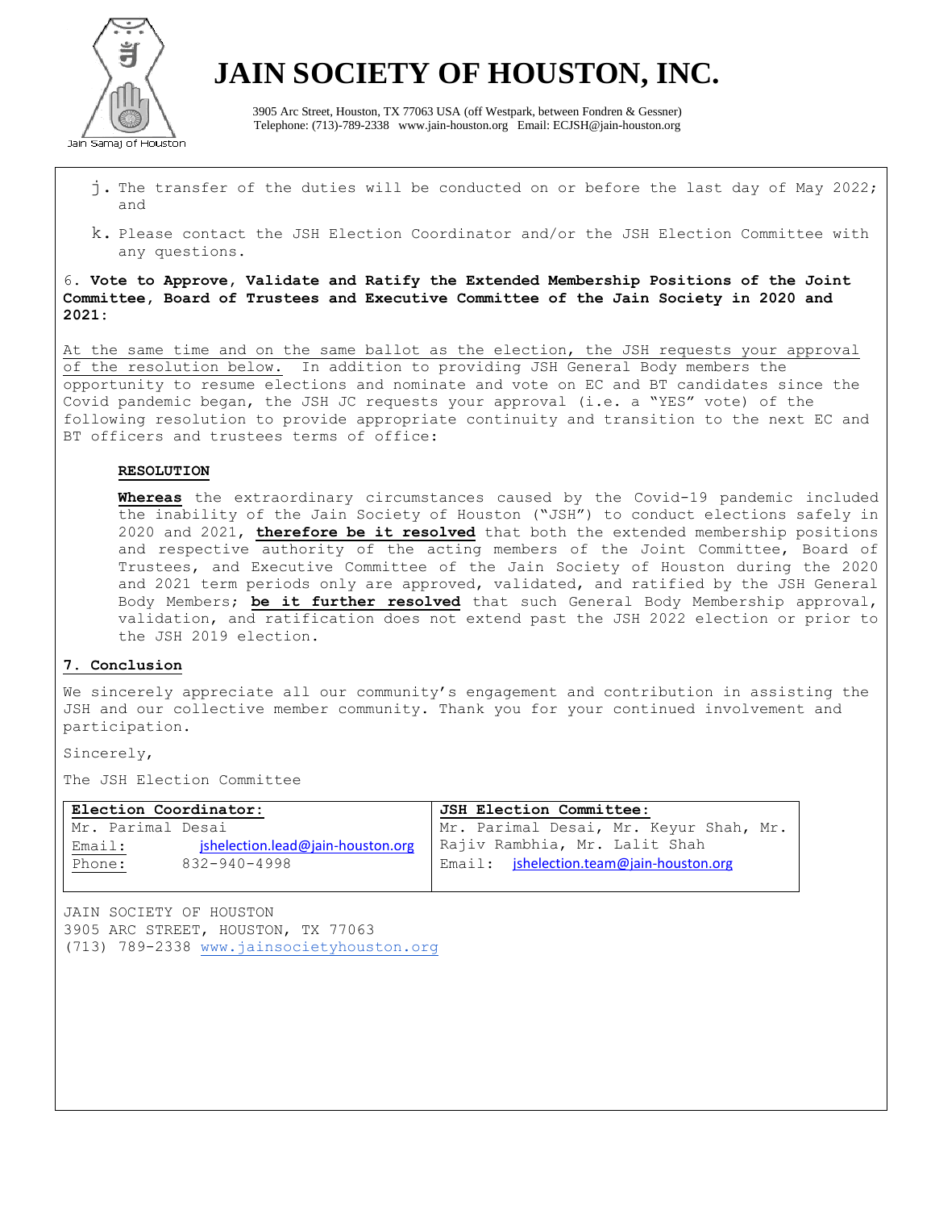**JAIN SOCIETY OF HOUSTON, INC.**

3905 Arc Street, Houston, TX 77063 USA (off Westpark, between Fondren & Gessner)
Telephone: (713)-789-2338 www.jain-houston.org Email: ECJSH@jain-houston.org

j. The transfer of the duties will be conducted on or before the last day of May 2022; and

k. Please contact the JSH Election Coordinator and/or the JSH Election Committee with any questions.

6. **Vote to Approve, Validate and Ratify the Extended Membership Positions of the Joint Committee, Board of Trustees and Executive Committee of the Jain Society in 2020 and 2021:**

At the same time and on the same ballot as the election, the JSH requests your approval of the resolution below. In addition to providing JSH General Body members the opportunity to resume elections and nominate and vote on EC and BT candidates since the Covid pandemic began, the JSH JC requests your approval (i.e. a "YES" vote) of the following resolution to provide appropriate continuity and transition to the next EC and BT officers and trustees terms of office:

**RESOLUTION**

**Whereas** the extraordinary circumstances caused by the Covid-19 pandemic included the inability of the Jain Society of Houston ("JSH") to conduct elections safely in 2020 and 2021, **therefore be it resolved** that both the extended membership positions and respective authority of the acting members of the Joint Committee, Board of Trustees, and Executive Committee of the Jain Society of Houston during the 2020 and 2021 term periods only are approved, validated, and ratified by the JSH General Body Members; **be it further resolved** that such General Body Membership approval, validation, and ratification does not extend past the JSH 2022 election or prior to the JSH 2019 election.

**7. Conclusion**

We sincerely appreciate all our community's engagement and contribution in assisting the JSH and our collective member community. Thank you for your continued involvement and participation.

Sincerely,

The JSH Election Committee

| **Election Coordinator:** | **JSH Election Committee:** |
|---|---|
| Mr. Parimal Desai<br>Email: jshelection.lead@jain-houston.org<br>Phone: 832-940-4998 | Mr. Parimal Desai, Mr. Keyur Shah, Mr. Rajiv Rambhia, Mr. Lalit Shah<br>Email: jshelection.team@jain-houston.org |

JAIN SOCIETY OF HOUSTON
3905 ARC STREET, HOUSTON, TX 77063
(713) 789-2338 www.jainsocietyhouston.org